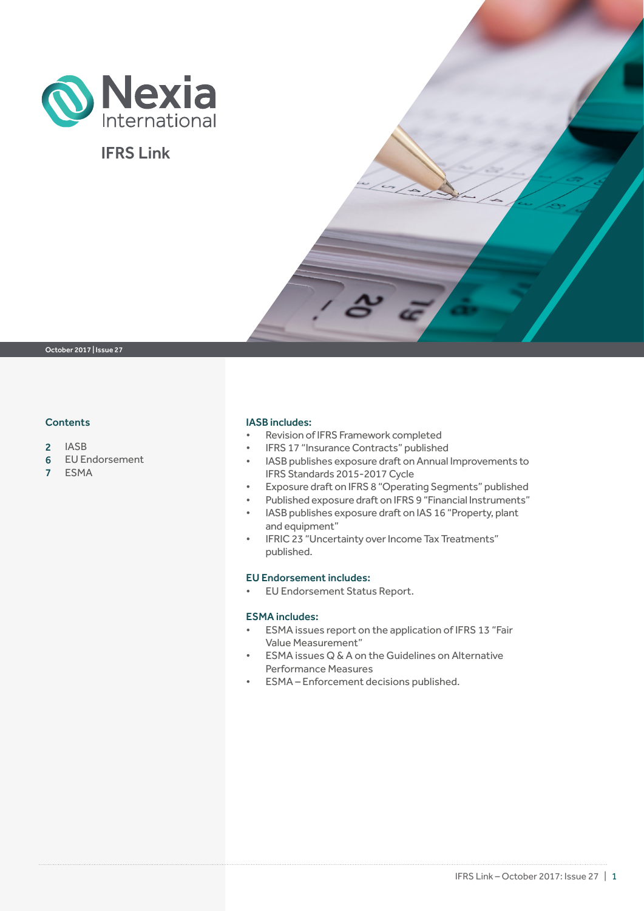# Nexia International

## IFRS Link

October 2017 | Issue 27

### Contents

2 IASB
6 EU Endorsement
7 ESMA

### IASB includes:

- Revision of IFRS Framework completed
- IFRS 17 "Insurance Contracts" published
- IASB publishes exposure draft on Annual Improvements to IFRS Standards 2015-2017 Cycle
- Exposure draft on IFRS 8 "Operating Segments" published
- Published exposure draft on IFRS 9 "Financial Instruments"
- IASB publishes exposure draft on IAS 16 "Property, plant and equipment"
- IFRIC 23 "Uncertainty over Income Tax Treatments" published.

### EU Endorsement includes:

- EU Endorsement Status Report.

### ESMA includes:

- ESMA issues report on the application of IFRS 13 "Fair Value Measurement"
- ESMA issues Q & A on the Guidelines on Alternative Performance Measures
- ESMA – Enforcement decisions published.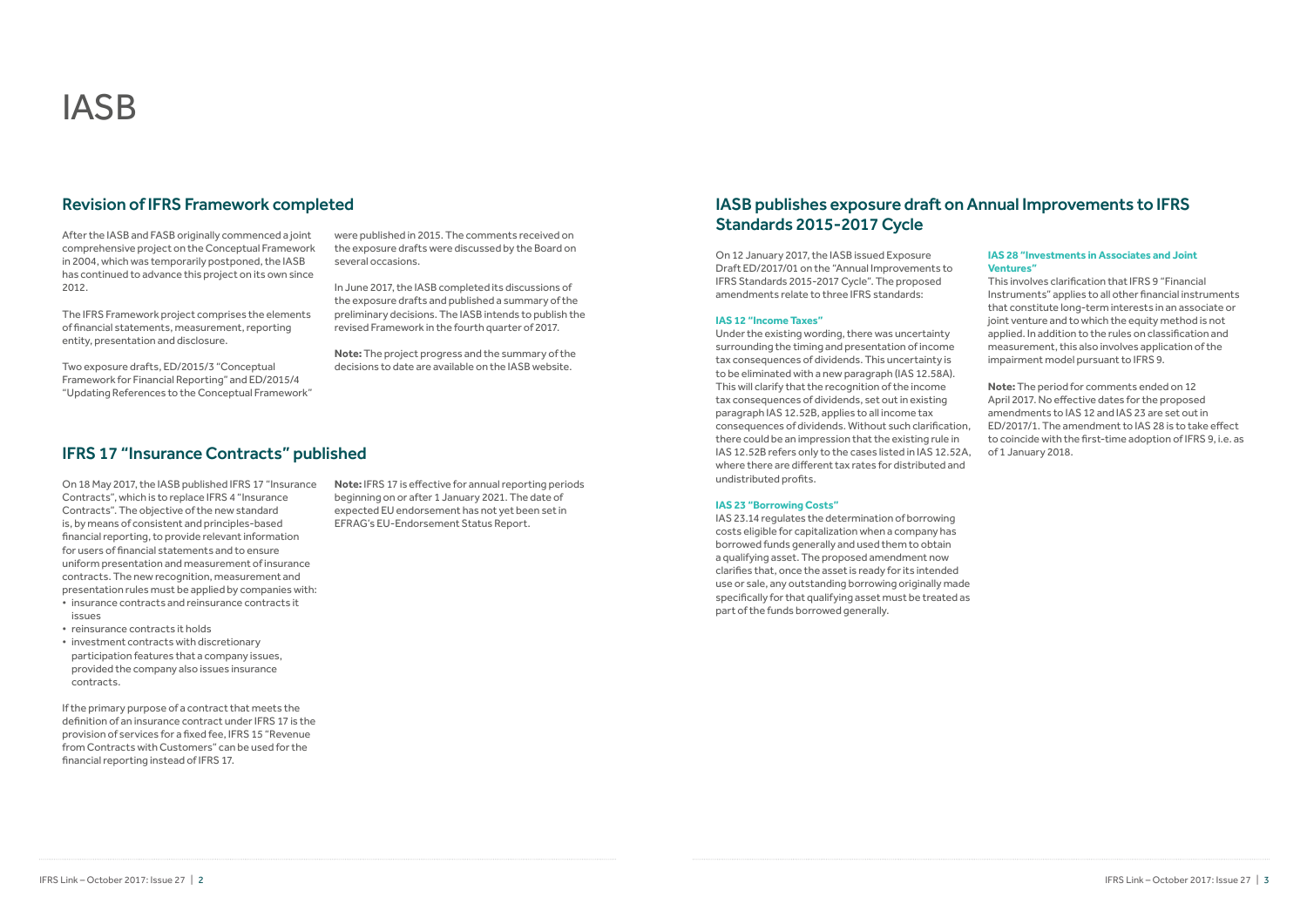# IASB

## Revision of IFRS Framework completed

After the IASB and FASB originally commenced a joint comprehensive project on the Conceptual Framework in 2004, which was temporarily postponed, the IASB has continued to advance this project on its own since 2012.

The IFRS Framework project comprises the elements of financial statements, measurement, reporting entity, presentation and disclosure.

Two exposure drafts, ED/2015/3 "Conceptual Framework for Financial Reporting" and ED/2015/4 "Updating References to the Conceptual Framework" were published in 2015. The comments received on the exposure drafts were discussed by the Board on several occasions.

In June 2017, the IASB completed its discussions of the exposure drafts and published a summary of the preliminary decisions. The IASB intends to publish the revised Framework in the fourth quarter of 2017.

**Note:** The project progress and the summary of the decisions to date are available on the IASB website.

## IFRS 17 "Insurance Contracts" published

On 18 May 2017, the IASB published IFRS 17 "Insurance Contracts", which is to replace IFRS 4 "Insurance Contracts". The objective of the new standard is, by means of consistent and principles-based financial reporting, to provide relevant information for users of financial statements and to ensure uniform presentation and measurement of insurance contracts. The new recognition, measurement and presentation rules must be applied by companies with:

- insurance contracts and reinsurance contracts it issues
- reinsurance contracts it holds
- investment contracts with discretionary participation features that a company issues, provided the company also issues insurance contracts.

If the primary purpose of a contract that meets the definition of an insurance contract under IFRS 17 is the provision of services for a fixed fee, IFRS 15 "Revenue from Contracts with Customers" can be used for the financial reporting instead of IFRS 17.

**Note:** IFRS 17 is effective for annual reporting periods beginning on or after 1 January 2021. The date of expected EU endorsement has not yet been set in EFRAG's EU-Endorsement Status Report.

## IASB publishes exposure draft on Annual Improvements to IFRS Standards 2015-2017 Cycle

On 12 January 2017, the IASB issued Exposure Draft ED/2017/01 on the "Annual Improvements to IFRS Standards 2015-2017 Cycle". The proposed amendments relate to three IFRS standards:

### IAS 12 "Income Taxes"

Under the existing wording, there was uncertainty surrounding the timing and presentation of income tax consequences of dividends. This uncertainty is to be eliminated with a new paragraph (IAS 12.58A). This will clarify that the recognition of the income tax consequences of dividends, set out in existing paragraph IAS 12.52B, applies to all income tax consequences of dividends. Without such clarification, there could be an impression that the existing rule in IAS 12.52B refers only to the cases listed in IAS 12.52A, where there are different tax rates for distributed and undistributed profits.

### IAS 23 "Borrowing Costs"

IAS 23.14 regulates the determination of borrowing costs eligible for capitalization when a company has borrowed funds generally and used them to obtain a qualifying asset. The proposed amendment now clarifies that, once the asset is ready for its intended use or sale, any outstanding borrowing originally made specifically for that qualifying asset must be treated as part of the funds borrowed generally.

### IAS 28 "Investments in Associates and Joint Ventures"

This involves clarification that IFRS 9 "Financial Instruments" applies to all other financial instruments that constitute long-term interests in an associate or joint venture and to which the equity method is not applied. In addition to the rules on classification and measurement, this also involves application of the impairment model pursuant to IFRS 9.

**Note:** The period for comments ended on 12 April 2017. No effective dates for the proposed amendments to IAS 12 and IAS 23 are set out in ED/2017/1. The amendment to IAS 28 is to take effect to coincide with the first-time adoption of IFRS 9, i.e. as of 1 January 2018.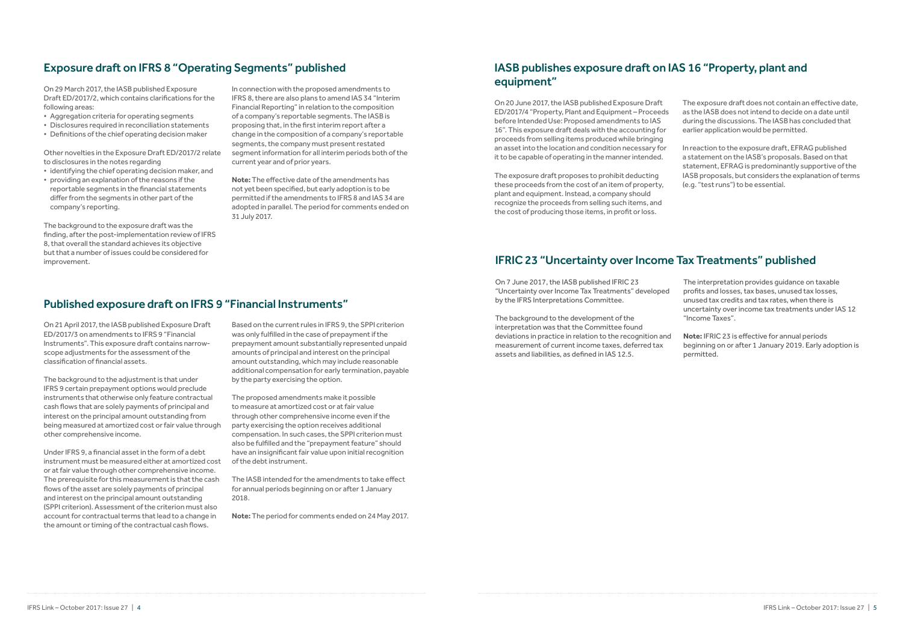## Exposure draft on IFRS 8 "Operating Segments" published

On 29 March 2017, the IASB published Exposure Draft ED/2017/2, which contains clarifications for the following areas:

- Aggregation criteria for operating segments
- Disclosures required in reconciliation statements
- Definitions of the chief operating decision maker

Other novelties in the Exposure Draft ED/2017/2 relate to disclosures in the notes regarding

- identifying the chief operating decision maker, and
- providing an explanation of the reasons if the reportable segments in the financial statements differ from the segments in other part of the company's reporting.

The background to the exposure draft was the finding, after the post-implementation review of IFRS 8, that overall the standard achieves its objective but that a number of issues could be considered for improvement.

In connection with the proposed amendments to IFRS 8, there are also plans to amend IAS 34 "Interim Financial Reporting" in relation to the composition of a company's reportable segments. The IASB is proposing that, in the first interim report after a change in the composition of a company's reportable segments, the company must present restated segment information for all interim periods both of the current year and of prior years.

**Note:** The effective date of the amendments has not yet been specified, but early adoption is to be permitted if the amendments to IFRS 8 and IAS 34 are adopted in parallel. The period for comments ended on 31 July 2017.

## Published exposure draft on IFRS 9 "Financial Instruments"

On 21 April 2017, the IASB published Exposure Draft ED/2017/3 on amendments to IFRS 9 "Financial Instruments". This exposure draft contains narrow-scope adjustments for the assessment of the classification of financial assets.

The background to the adjustment is that under IFRS 9 certain prepayment options would preclude instruments that otherwise only feature contractual cash flows that are solely payments of principal and interest on the principal amount outstanding from being measured at amortized cost or fair value through other comprehensive income.

Under IFRS 9, a financial asset in the form of a debt instrument must be measured either at amortized cost or at fair value through other comprehensive income. The prerequisite for this measurement is that the cash flows of the asset are solely payments of principal and interest on the principal amount outstanding (SPPI criterion). Assessment of the criterion must also account for contractual terms that lead to a change in the amount or timing of the contractual cash flows.

Based on the current rules in IFRS 9, the SPPI criterion was only fulfilled in the case of prepayment if the prepayment amount substantially represented unpaid amounts of principal and interest on the principal amount outstanding, which may include reasonable additional compensation for early termination, payable by the party exercising the option.

The proposed amendments make it possible to measure at amortized cost or at fair value through other comprehensive income even if the party exercising the option receives additional compensation. In such cases, the SPPI criterion must also be fulfilled and the "prepayment feature" should have an insignificant fair value upon initial recognition of the debt instrument.

The IASB intended for the amendments to take effect for annual periods beginning on or after 1 January 2018.

**Note:** The period for comments ended on 24 May 2017.

## IASB publishes exposure draft on IAS 16 "Property, plant and equipment"

On 20 June 2017, the IASB published Exposure Draft ED/2017/4 "Property, Plant and Equipment – Proceeds before Intended Use: Proposed amendments to IAS 16". This exposure draft deals with the accounting for proceeds from selling items produced while bringing an asset into the location and condition necessary for it to be capable of operating in the manner intended.

The exposure draft proposes to prohibit deducting these proceeds from the cost of an item of property, plant and equipment. Instead, a company should recognize the proceeds from selling such items, and the cost of producing those items, in profit or loss.

The exposure draft does not contain an effective date, as the IASB does not intend to decide on a date until during the discussions. The IASB has concluded that earlier application would be permitted.

In reaction to the exposure draft, EFRAG published a statement on the IASB's proposals. Based on that statement, EFRAG is predominantly supportive of the IASB proposals, but considers the explanation of terms (e.g. "test runs") to be essential.

## IFRIC 23 "Uncertainty over Income Tax Treatments" published

On 7 June 2017, the IASB published IFRIC 23 "Uncertainty over Income Tax Treatments" developed by the IFRS Interpretations Committee.

The background to the development of the interpretation was that the Committee found deviations in practice in relation to the recognition and measurement of current income taxes, deferred tax assets and liabilities, as defined in IAS 12.5.

The interpretation provides guidance on taxable profits and losses, tax bases, unused tax losses, unused tax credits and tax rates, when there is uncertainty over income tax treatments under IAS 12 "Income Taxes".

**Note:** IFRIC 23 is effective for annual periods beginning on or after 1 January 2019. Early adoption is permitted.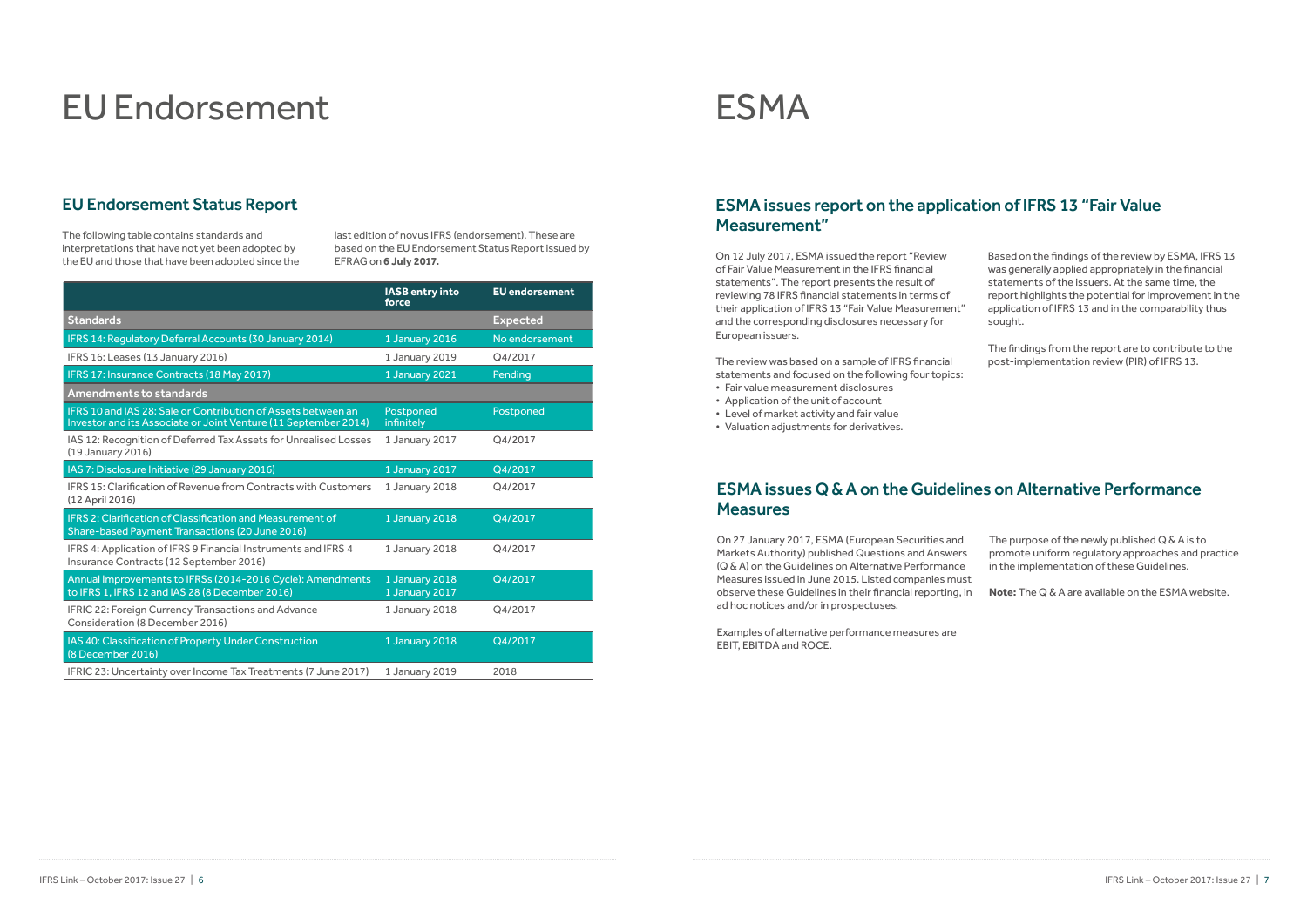# EU Endorsement

## EU Endorsement Status Report

The following table contains standards and interpretations that have not yet been adopted by the EU and those that have been adopted since the last edition of novus IFRS (endorsement). These are based on the EU Endorsement Status Report issued by EFRAG on **6 July 2017.**

| | IASB entry into force | EU endorsement |
|---|---|---|
| **Standards** | | **Expected** |
| IFRS 14: Regulatory Deferral Accounts (30 January 2014) | 1 January 2016 | No endorsement |
| IFRS 16: Leases (13 January 2016) | 1 January 2019 | Q4/2017 |
| IFRS 17: Insurance Contracts (18 May 2017) | 1 January 2021 | Pending |
| **Amendments to standards** | | |
| IFRS 10 and IAS 28: Sale or Contribution of Assets between an Investor and its Associate or Joint Venture (11 September 2014) | Postponed infinitely | Postponed |
| IAS 12: Recognition of Deferred Tax Assets for Unrealised Losses (19 January 2016) | 1 January 2017 | Q4/2017 |
| IAS 7: Disclosure Initiative (29 January 2016) | 1 January 2017 | Q4/2017 |
| IFRS 15: Clarification of Revenue from Contracts with Customers (12 April 2016) | 1 January 2018 | Q4/2017 |
| IFRS 2: Clarification of Classification and Measurement of Share-based Payment Transactions (20 June 2016) | 1 January 2018 | Q4/2017 |
| IFRS 4: Application of IFRS 9 Financial Instruments and IFRS 4 Insurance Contracts (12 September 2016) | 1 January 2018 | Q4/2017 |
| Annual Improvements to IFRSs (2014-2016 Cycle): Amendments to IFRS 1, IFRS 12 and IAS 28 (8 December 2016) | 1 January 2018<br>1 January 2017 | Q4/2017 |
| IFRIC 22: Foreign Currency Transactions and Advance Consideration (8 December 2016) | 1 January 2018 | Q4/2017 |
| IAS 40: Classification of Property Under Construction (8 December 2016) | 1 January 2018 | Q4/2017 |
| IFRIC 23: Uncertainty over Income Tax Treatments (7 June 2017) | 1 January 2019 | 2018 |

# ESMA

## ESMA issues report on the application of IFRS 13 "Fair Value Measurement"

On 12 July 2017, ESMA issued the report "Review of Fair Value Measurement in the IFRS financial statements". The report presents the result of reviewing 78 IFRS financial statements in terms of their application of IFRS 13 "Fair Value Measurement" and the corresponding disclosures necessary for European issuers.

The review was based on a sample of IFRS financial statements and focused on the following four topics:

- Fair value measurement disclosures
- Application of the unit of account
- Level of market activity and fair value
- Valuation adjustments for derivatives.

Based on the findings of the review by ESMA, IFRS 13 was generally applied appropriately in the financial statements of the issuers. At the same time, the report highlights the potential for improvement in the application of IFRS 13 and in the comparability thus sought.

The findings from the report are to contribute to the post-implementation review (PIR) of IFRS 13.

## ESMA issues Q & A on the Guidelines on Alternative Performance Measures

On 27 January 2017, ESMA (European Securities and Markets Authority) published Questions and Answers (Q & A) on the Guidelines on Alternative Performance Measures issued in June 2015. Listed companies must observe these Guidelines in their financial reporting, in ad hoc notices and/or in prospectuses.

Examples of alternative performance measures are EBIT, EBITDA and ROCE.

The purpose of the newly published Q & A is to promote uniform regulatory approaches and practice in the implementation of these Guidelines.

**Note:** The Q & A are available on the ESMA website.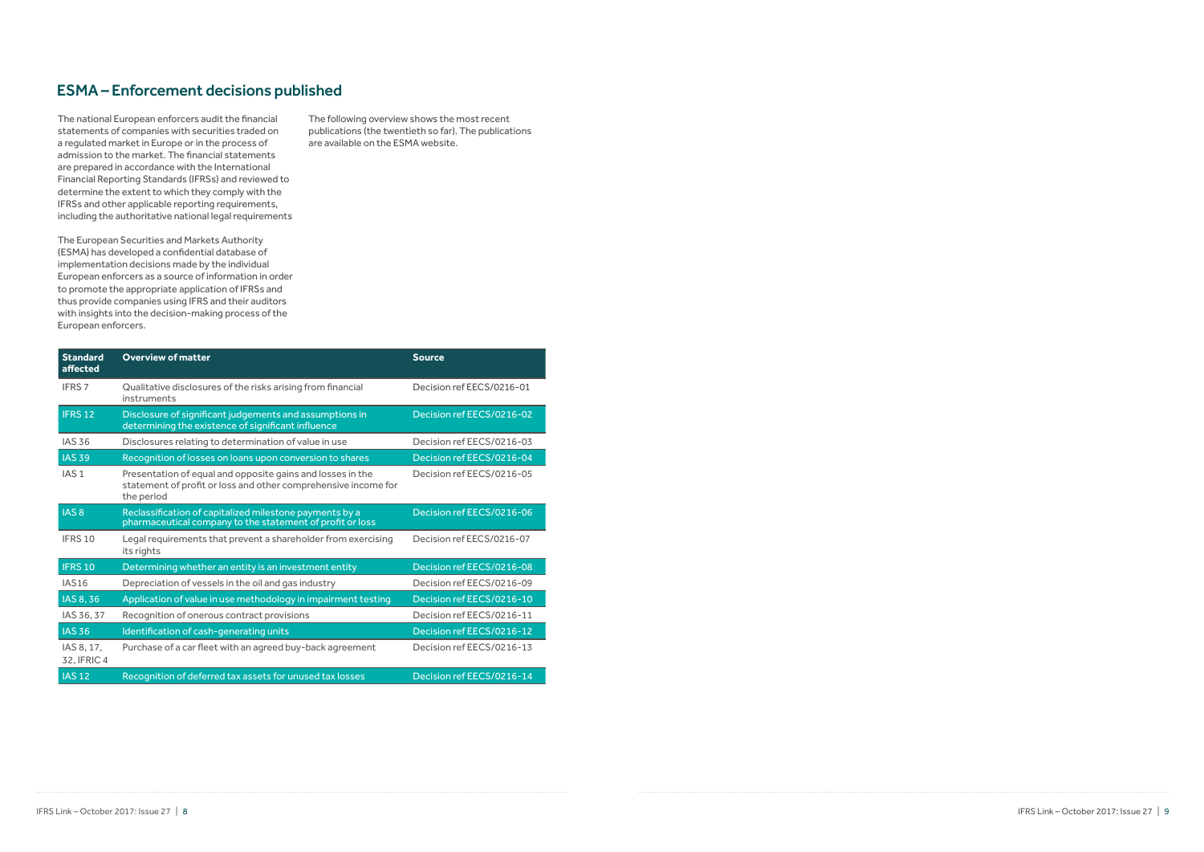## ESMA – Enforcement decisions published

The national European enforcers audit the financial statements of companies with securities traded on a regulated market in Europe or in the process of admission to the market. The financial statements are prepared in accordance with the International Financial Reporting Standards (IFRSs) and reviewed to determine the extent to which they comply with the IFRSs and other applicable reporting requirements, including the authoritative national legal requirements

The European Securities and Markets Authority (ESMA) has developed a confidential database of implementation decisions made by the individual European enforcers as a source of information in order to promote the appropriate application of IFRSs and thus provide companies using IFRS and their auditors with insights into the decision-making process of the European enforcers.

The following overview shows the most recent publications (the twentieth so far). The publications are available on the ESMA website.

| Standard affected | Overview of matter | Source |
|---|---|---|
| IFRS 7 | Qualitative disclosures of the risks arising from financial instruments | Decision ref EECS/0216-01 |
| IFRS 12 | Disclosure of significant judgements and assumptions in determining the existence of significant influence | Decision ref EECS/0216-02 |
| IAS 36 | Disclosures relating to determination of value in use | Decision ref EECS/0216-03 |
| IAS 39 | Recognition of losses on loans upon conversion to shares | Decision ref EECS/0216-04 |
| IAS 1 | Presentation of equal and opposite gains and losses in the statement of profit or loss and other comprehensive income for the period | Decision ref EECS/0216-05 |
| IAS 8 | Reclassification of capitalized milestone payments by a pharmaceutical company to the statement of profit or loss | Decision ref EECS/0216-06 |
| IFRS 10 | Legal requirements that prevent a shareholder from exercising its rights | Decision ref EECS/0216-07 |
| IFRS 10 | Determining whether an entity is an investment entity | Decision ref EECS/0216-08 |
| IAS16 | Depreciation of vessels in the oil and gas industry | Decision ref EECS/0216-09 |
| IAS 8, 36 | Application of value in use methodology in impairment testing | Decision ref EECS/0216-10 |
| IAS 36, 37 | Recognition of onerous contract provisions | Decision ref EECS/0216-11 |
| IAS 36 | Identification of cash-generating units | Decision ref EECS/0216-12 |
| IAS 8, 17, 32, IFRIC 4 | Purchase of a car fleet with an agreed buy-back agreement | Decision ref EECS/0216-13 |
| IAS 12 | Recognition of deferred tax assets for unused tax losses | Decision ref EECS/0216-14 |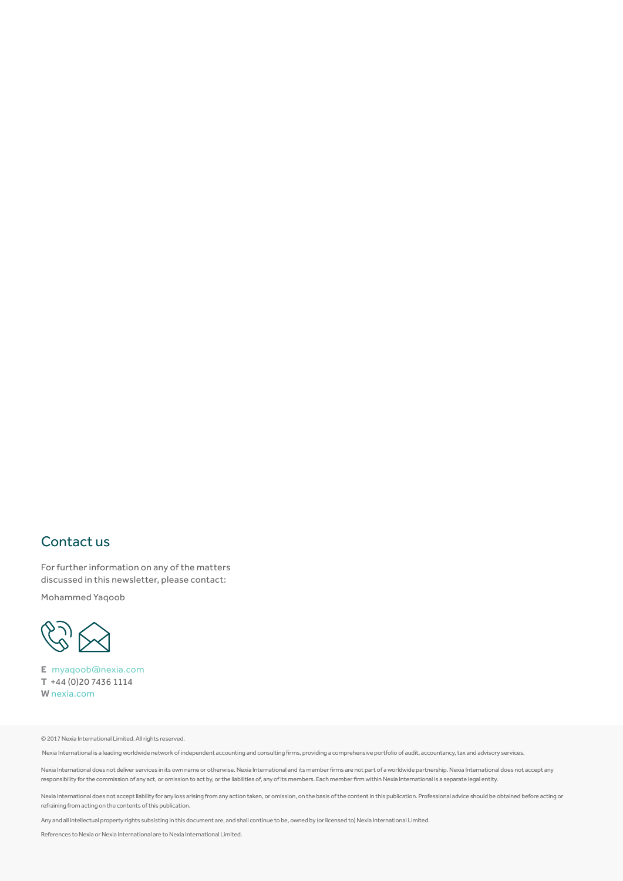## Contact us

For further information on any of the matters discussed in this newsletter, please contact:

Mohammed Yaqoob

**E** myaqoob@nexia.com
**T** +44 (0)20 7436 1114
**W** nexia.com

© 2017 Nexia International Limited. All rights reserved.

Nexia International is a leading worldwide network of independent accounting and consulting firms, providing a comprehensive portfolio of audit, accountancy, tax and advisory services.

Nexia International does not deliver services in its own name or otherwise. Nexia International and its member firms are not part of a worldwide partnership. Nexia International does not accept any responsibility for the commission of any act, or omission to act by, or the liabilities of, any of its members. Each member firm within Nexia International is a separate legal entity.

Nexia International does not accept liability for any loss arising from any action taken, or omission, on the basis of the content in this publication. Professional advice should be obtained before acting or refraining from acting on the contents of this publication.

Any and all intellectual property rights subsisting in this document are, and shall continue to be, owned by (or licensed to) Nexia International Limited.

References to Nexia or Nexia International are to Nexia International Limited.